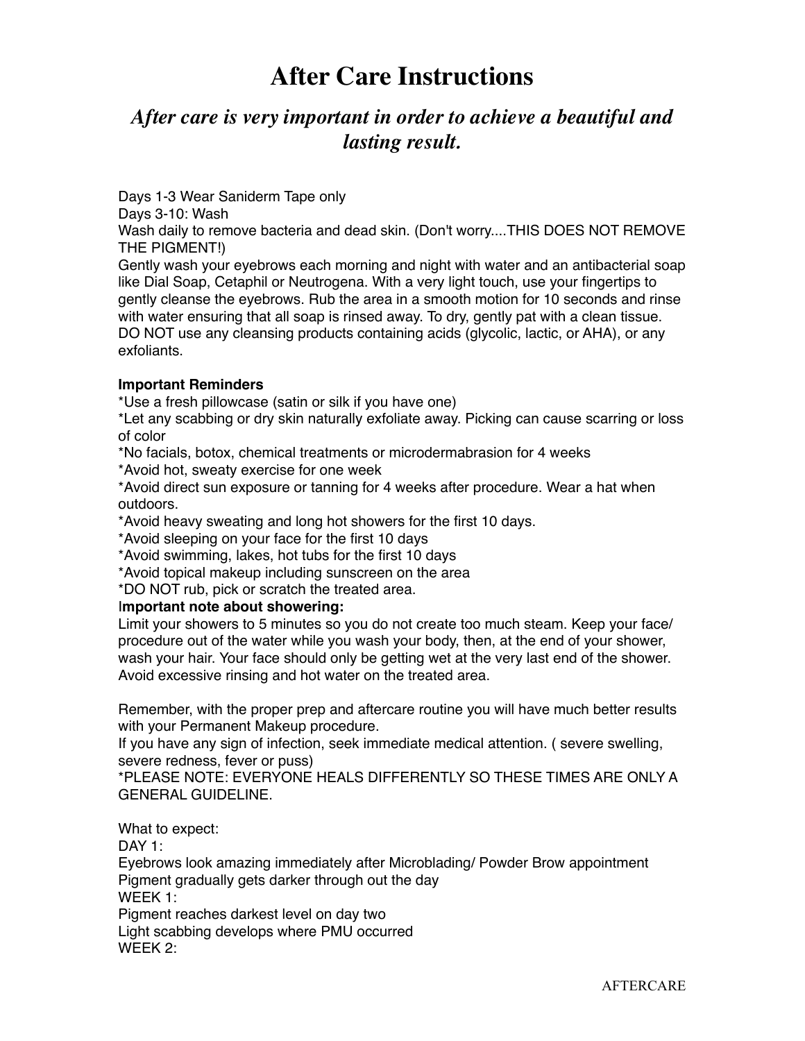# After Care Instructions

## *After care is very important in order to achieve a beautiful and lasting result.*

Days 1-3 Wear Saniderm Tape only

Days 3-10: Wash

Wash daily to remove bacteria and dead skin. (Don't worry....THIS DOES NOT REMOVE THE PIGMENT!)

Gently wash your eyebrows each morning and night with water and an antibacterial soap like Dial Soap, Cetaphil or Neutrogena. With a very light touch, use your fingertips to gently cleanse the eyebrows. Rub the area in a smooth motion for 10 seconds and rinse with water ensuring that all soap is rinsed away. To dry, gently pat with a clean tissue. DO NOT use any cleansing products containing acids (glycolic, lactic, or AHA), or any exfoliants.

**Important Reminders**

*Use a fresh pillowcase (satin or silk if you have one)

*Let any scabbing or dry skin naturally exfoliate away. Picking can cause scarring or loss of color

*No facials, botox, chemical treatments or microdermabrasion for 4 weeks

*Avoid hot, sweaty exercise for one week

*Avoid direct sun exposure or tanning for 4 weeks after procedure. Wear a hat when outdoors.

*Avoid heavy sweating and long hot showers for the first 10 days.

*Avoid sleeping on your face for the first 10 days

*Avoid swimming, lakes, hot tubs for the first 10 days

*Avoid topical makeup including sunscreen on the area

*DO NOT rub, pick or scratch the treated area.

I**mportant note about showering:**

Limit your showers to 5 minutes so you do not create too much steam. Keep your face/procedure out of the water while you wash your body, then, at the end of your shower, wash your hair. Your face should only be getting wet at the very last end of the shower. Avoid excessive rinsing and hot water on the treated area.

Remember, with the proper prep and aftercare routine you will have much better results with your Permanent Makeup procedure.

If you have any sign of infection, seek immediate medical attention. ( severe swelling, severe redness, fever or puss)

*PLEASE NOTE: EVERYONE HEALS DIFFERENTLY SO THESE TIMES ARE ONLY A GENERAL GUIDELINE.

What to expect:

DAY 1:

Eyebrows look amazing immediately after Microblading/ Powder Brow appointment

Pigment gradually gets darker through out the day

WEEK 1:

Pigment reaches darkest level on day two

Light scabbing develops where PMU occurred

WEEK 2: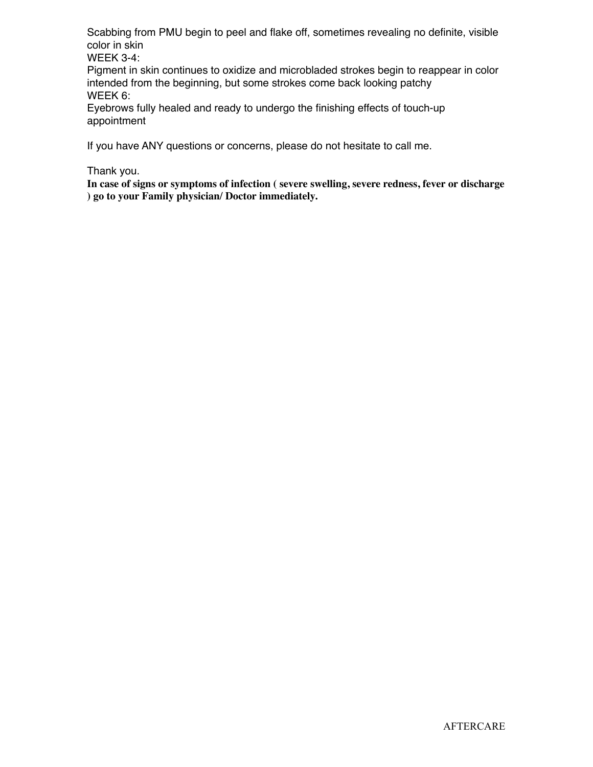Scabbing from PMU begin to peel and flake off, sometimes revealing no definite, visible color in skin

WEEK 3-4:

Pigment in skin continues to oxidize and microbladed strokes begin to reappear in color intended from the beginning, but some strokes come back looking patchy

WEEK 6:

Eyebrows fully healed and ready to undergo the finishing effects of touch-up appointment

If you have ANY questions or concerns, please do not hesitate to call me.

Thank you.

**In case of signs or symptoms of infection ( severe swelling, severe redness, fever or discharge ) go to your Family physician/ Doctor immediately.**